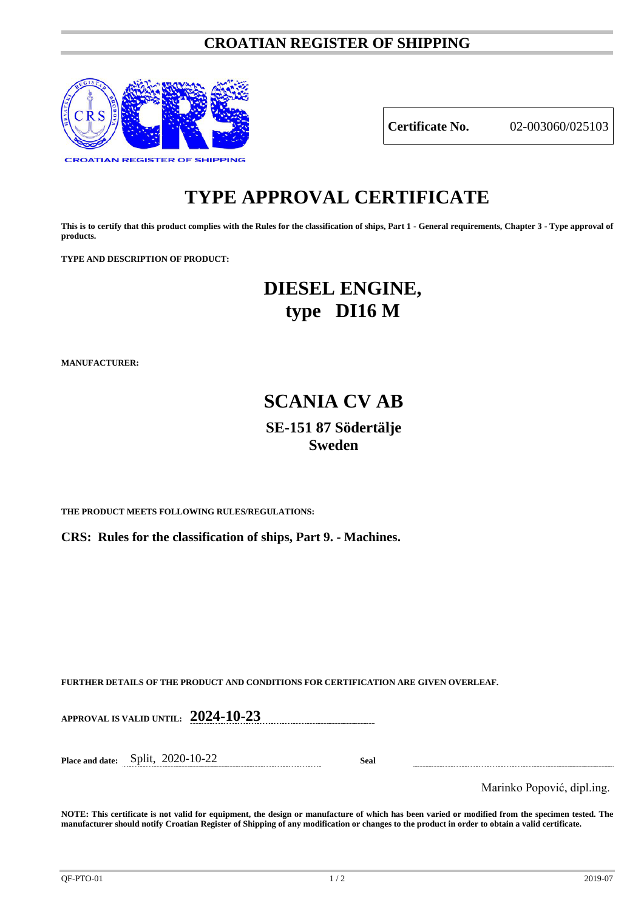# CROATIAN REGISTER OF SHIPPING

| **Certificate No.** | 02-003060/025103 |
|---|---|

# TYPE APPROVAL CERTIFICATE

**This is to certify that this product complies with the Rules for the classification of ships, Part 1 - General requirements, Chapter 3 - Type approval of products.**

**TYPE AND DESCRIPTION OF PRODUCT:**

## DIESEL ENGINE, type DI16 M

**MANUFACTURER:**

## SCANIA CV AB

### SE-151 87 Södertälje Sweden

**THE PRODUCT MEETS FOLLOWING RULES/REGULATIONS:**

**CRS: Rules for the classification of ships, Part 9. - Machines.**

**FURTHER DETAILS OF THE PRODUCT AND CONDITIONS FOR CERTIFICATION ARE GIVEN OVERLEAF.**

**APPROVAL IS VALID UNTIL:** **2024-10-23**

**Place and date:** Split, 2020-10-22

**Seal**

Marinko Popović, dipl.ing.

**NOTE: This certificate is not valid for equipment, the design or manufacture of which has been varied or modified from the specimen tested. The manufacturer should notify Croatian Register of Shipping of any modification or changes to the product in order to obtain a valid certificate.**

QF-PTO-01 2019-07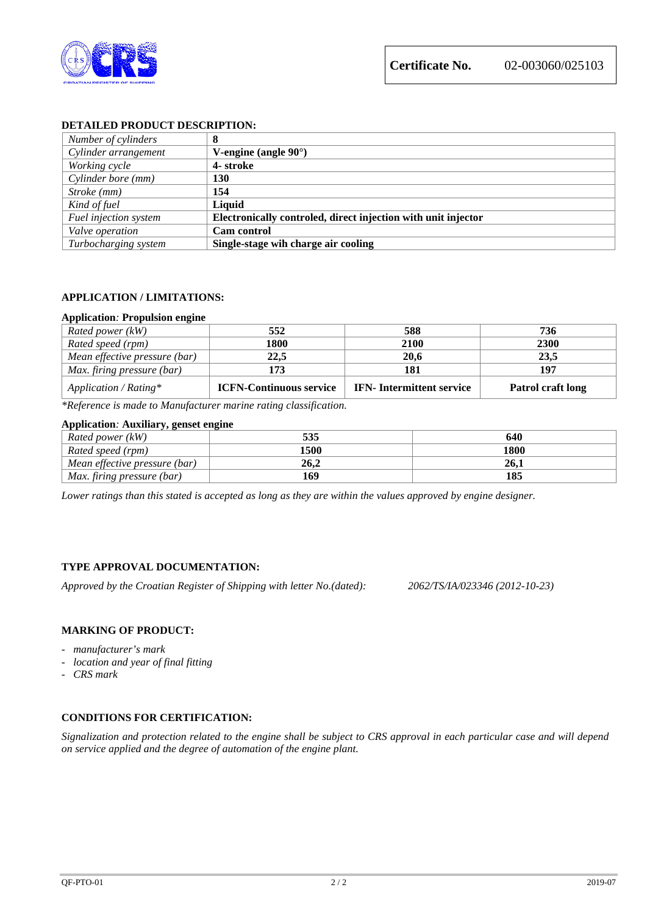**Certificate No.** 02-003060/025103

**DETAILED PRODUCT DESCRIPTION:**

| | |
|---|---|
| *Number of cylinders* | **8** |
| *Cylinder arrangement* | **V-engine (angle 90°)** |
| *Working cycle* | **4- stroke** |
| *Cylinder bore (mm)* | **130** |
| *Stroke (mm)* | **154** |
| *Kind of fuel* | **Liquid** |
| *Fuel injection system* | **Electronically controled, direct injection with unit injector** |
| *Valve operation* | **Cam control** |
| *Turbocharging system* | **Single-stage wih charge air cooling** |

**APPLICATION / LIMITATIONS:**

**Application*:* Propulsion engine**

| | | | |
|---|---|---|---|
| *Rated power (kW)* | **552** | **588** | **736** |
| *Rated speed (rpm)* | **1800** | **2100** | **2300** |
| *Mean effective pressure (bar)* | **22,5** | **20,6** | **23,5** |
| *Max. firing pressure (bar)* | **173** | **181** | **197** |
| *Application / Rating** | **ICFN-Continuous service** | **IFN- Intermittent service** | **Patrol craft long** |

**Reference is made to Manufacturer marine rating classification.*

**Application*:* Auxiliary, genset engine**

| | | |
|---|---|---|
| *Rated power (kW)* | **535** | **640** |
| *Rated speed (rpm)* | **1500** | **1800** |
| *Mean effective pressure (bar)* | **26,2** | **26,1** |
| *Max. firing pressure (bar)* | **169** | **185** |

*Lower ratings than this stated is accepted as long as they are within the values approved by engine designer.*

**TYPE APPROVAL DOCUMENTATION:**

*Approved by the Croatian Register of Shipping with letter No.(dated):* *2062/TS/IA/023346 (2012-10-23)*

**MARKING OF PRODUCT:**

- *manufacturer's mark*
- *location and year of final fitting*
- *CRS mark*

**CONDITIONS FOR CERTIFICATION:**

*Signalization and protection related to the engine shall be subject to CRS approval in each particular case and will depend on service applied and the degree of automation of the engine plant.*